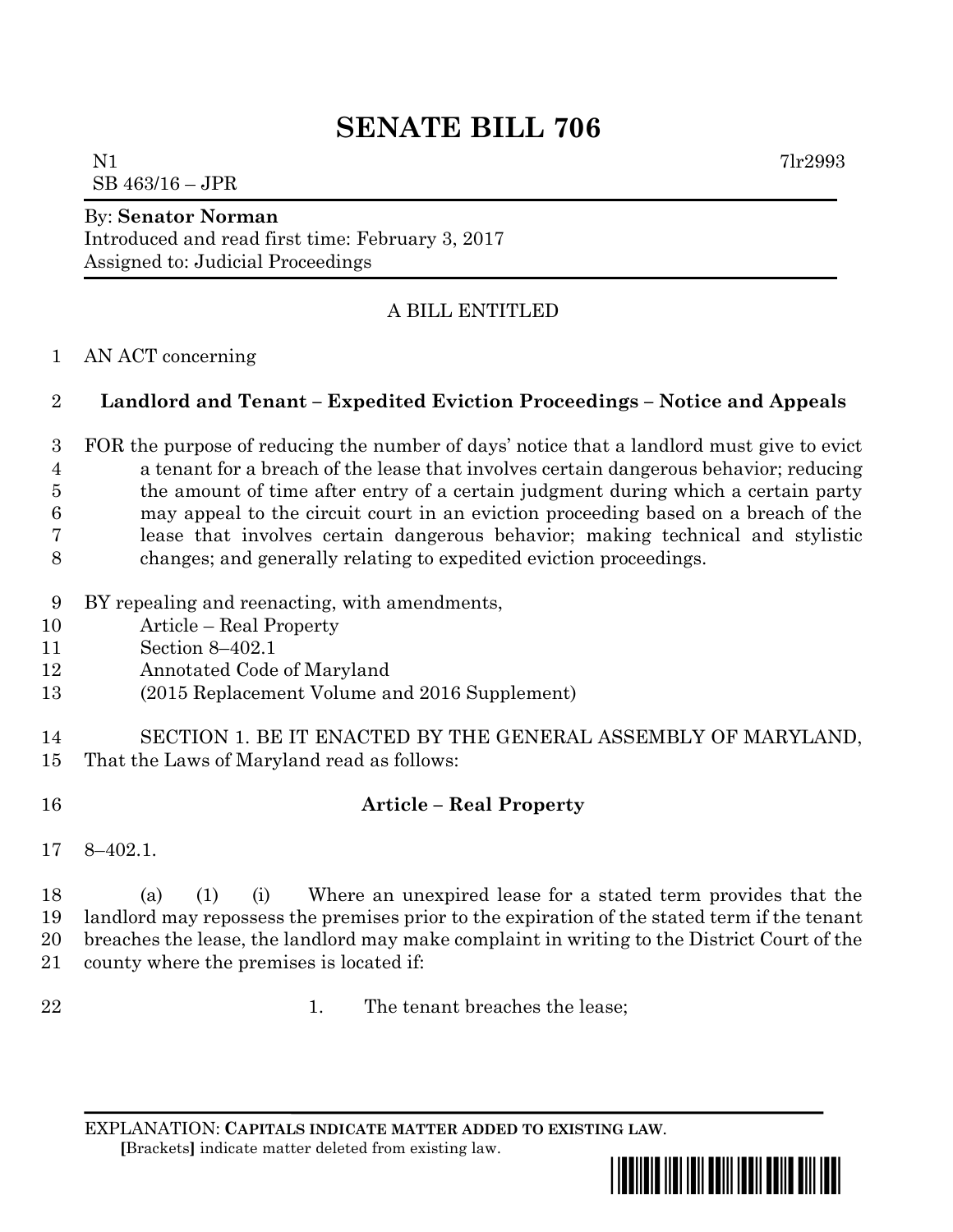# SENATE BILL 706

N1 7lr2993
SB 463/16 – JPR

By: **Senator Norman**
Introduced and read first time: February 3, 2017
Assigned to: Judicial Proceedings

A BILL ENTITLED

AN ACT concerning

**Landlord and Tenant – Expedited Eviction Proceedings – Notice and Appeals**

FOR the purpose of reducing the number of days' notice that a landlord must give to evict a tenant for a breach of the lease that involves certain dangerous behavior; reducing the amount of time after entry of a certain judgment during which a certain party may appeal to the circuit court in an eviction proceeding based on a breach of the lease that involves certain dangerous behavior; making technical and stylistic changes; and generally relating to expedited eviction proceedings.

BY repealing and reenacting, with amendments,
Article – Real Property
Section 8–402.1
Annotated Code of Maryland
(2015 Replacement Volume and 2016 Supplement)

SECTION 1. BE IT ENACTED BY THE GENERAL ASSEMBLY OF MARYLAND, That the Laws of Maryland read as follows:

**Article – Real Property**

8–402.1.

(a) (1) (i) Where an unexpired lease for a stated term provides that the landlord may repossess the premises prior to the expiration of the stated term if the tenant breaches the lease, the landlord may make complaint in writing to the District Court of the county where the premises is located if:

1. The tenant breaches the lease;

EXPLANATION: **CAPITALS INDICATE MATTER ADDED TO EXISTING LAW**.
[Brackets] indicate matter deleted from existing law.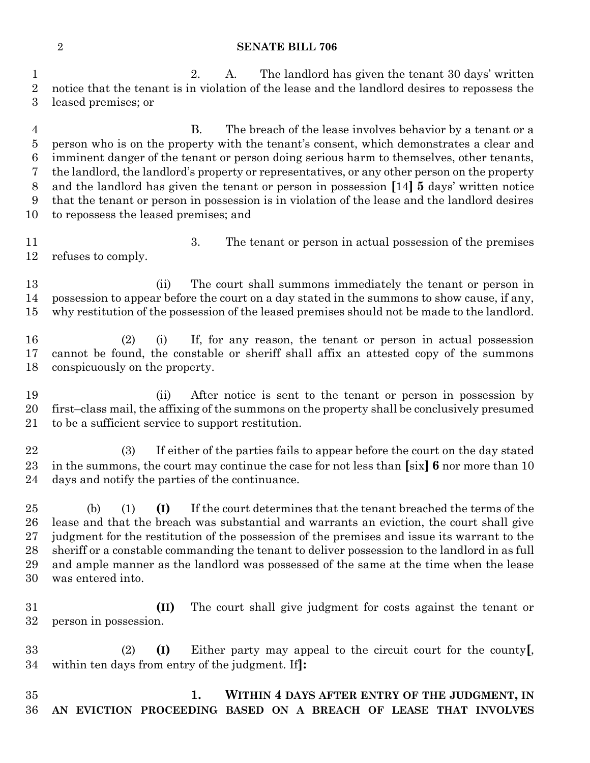2. A. The landlord has given the tenant 30 days' written notice that the tenant is in violation of the lease and the landlord desires to repossess the leased premises; or

B. The breach of the lease involves behavior by a tenant or a person who is on the property with the tenant's consent, which demonstrates a clear and imminent danger of the tenant or person doing serious harm to themselves, other tenants, the landlord, the landlord's property or representatives, or any other person on the property and the landlord has given the tenant or person in possession [14] **5** days' written notice that the tenant or person in possession is in violation of the lease and the landlord desires to repossess the leased premises; and

3. The tenant or person in actual possession of the premises refuses to comply.

(ii) The court shall summons immediately the tenant or person in possession to appear before the court on a day stated in the summons to show cause, if any, why restitution of the possession of the leased premises should not be made to the landlord.

(2) (i) If, for any reason, the tenant or person in actual possession cannot be found, the constable or sheriff shall affix an attested copy of the summons conspicuously on the property.

(ii) After notice is sent to the tenant or person in possession by first–class mail, the affixing of the summons on the property shall be conclusively presumed to be a sufficient service to support restitution.

(3) If either of the parties fails to appear before the court on the day stated in the summons, the court may continue the case for not less than [six] **6** nor more than 10 days and notify the parties of the continuance.

(b) (1) **(I)** If the court determines that the tenant breached the terms of the lease and that the breach was substantial and warrants an eviction, the court shall give judgment for the restitution of the possession of the premises and issue its warrant to the sheriff or a constable commanding the tenant to deliver possession to the landlord in as full and ample manner as the landlord was possessed of the same at the time when the lease was entered into.

**(II)** The court shall give judgment for costs against the tenant or person in possession.

(2) **(I)** Either party may appeal to the circuit court for the county[, within ten days from entry of the judgment. If]**:**

**1. WITHIN 4 DAYS AFTER ENTRY OF THE JUDGMENT, IN AN EVICTION PROCEEDING BASED ON A BREACH OF LEASE THAT INVOLVES**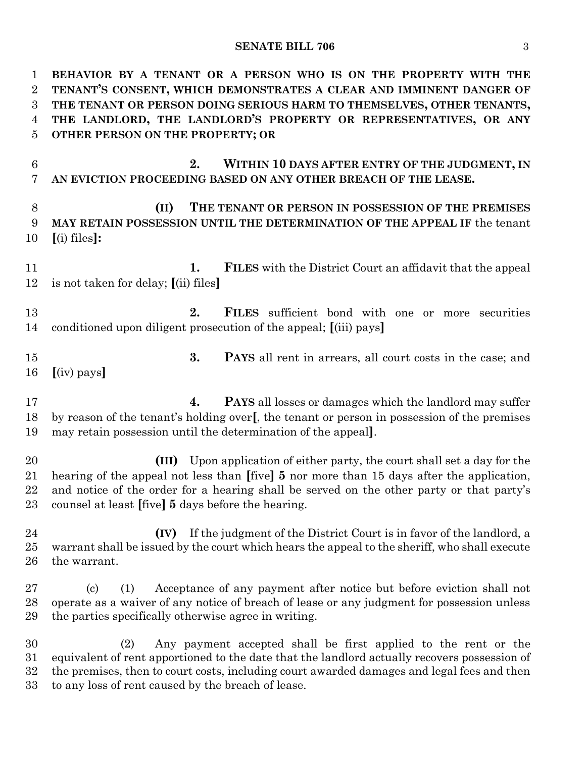**BEHAVIOR BY A TENANT OR A PERSON WHO IS ON THE PROPERTY WITH THE TENANT'S CONSENT, WHICH DEMONSTRATES A CLEAR AND IMMINENT DANGER OF THE TENANT OR PERSON DOING SERIOUS HARM TO THEMSELVES, OTHER TENANTS, THE LANDLORD, THE LANDLORD'S PROPERTY OR REPRESENTATIVES, OR ANY OTHER PERSON ON THE PROPERTY; OR**

**2. WITHIN 10 DAYS AFTER ENTRY OF THE JUDGMENT, IN AN EVICTION PROCEEDING BASED ON ANY OTHER BREACH OF THE LEASE.**

**(II) THE TENANT OR PERSON IN POSSESSION OF THE PREMISES MAY RETAIN POSSESSION UNTIL THE DETERMINATION OF THE APPEAL IF** the tenant **[**(i) files**]:**

**1. FILES** with the District Court an affidavit that the appeal is not taken for delay; **[**(ii) files**]**

**2. FILES** sufficient bond with one or more securities conditioned upon diligent prosecution of the appeal; **[**(iii) pays**]**

**3. PAYS** all rent in arrears, all court costs in the case; and **[**(iv) pays**]**

**4. PAYS** all losses or damages which the landlord may suffer by reason of the tenant's holding over**[**, the tenant or person in possession of the premises may retain possession until the determination of the appeal**]**.

**(III)** Upon application of either party, the court shall set a day for the hearing of the appeal not less than **[**five**] 5** nor more than 15 days after the application, and notice of the order for a hearing shall be served on the other party or that party's counsel at least **[**five**] 5** days before the hearing.

**(IV)** If the judgment of the District Court is in favor of the landlord, a warrant shall be issued by the court which hears the appeal to the sheriff, who shall execute the warrant.

(c) (1) Acceptance of any payment after notice but before eviction shall not operate as a waiver of any notice of breach of lease or any judgment for possession unless the parties specifically otherwise agree in writing.

(2) Any payment accepted shall be first applied to the rent or the equivalent of rent apportioned to the date that the landlord actually recovers possession of the premises, then to court costs, including court awarded damages and legal fees and then to any loss of rent caused by the breach of lease.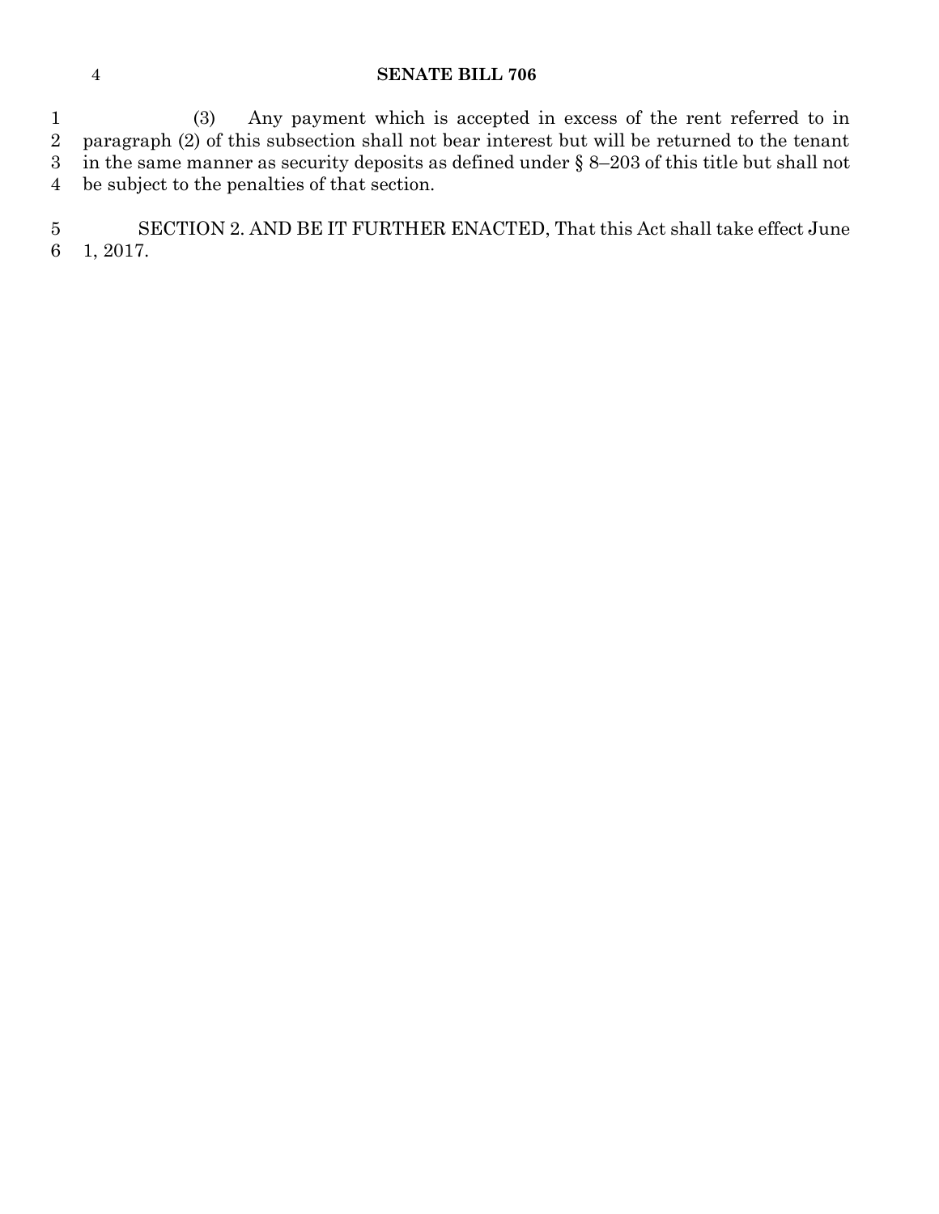(3) Any payment which is accepted in excess of the rent referred to in paragraph (2) of this subsection shall not bear interest but will be returned to the tenant in the same manner as security deposits as defined under § 8–203 of this title but shall not be subject to the penalties of that section.

SECTION 2. AND BE IT FURTHER ENACTED, That this Act shall take effect June 1, 2017.